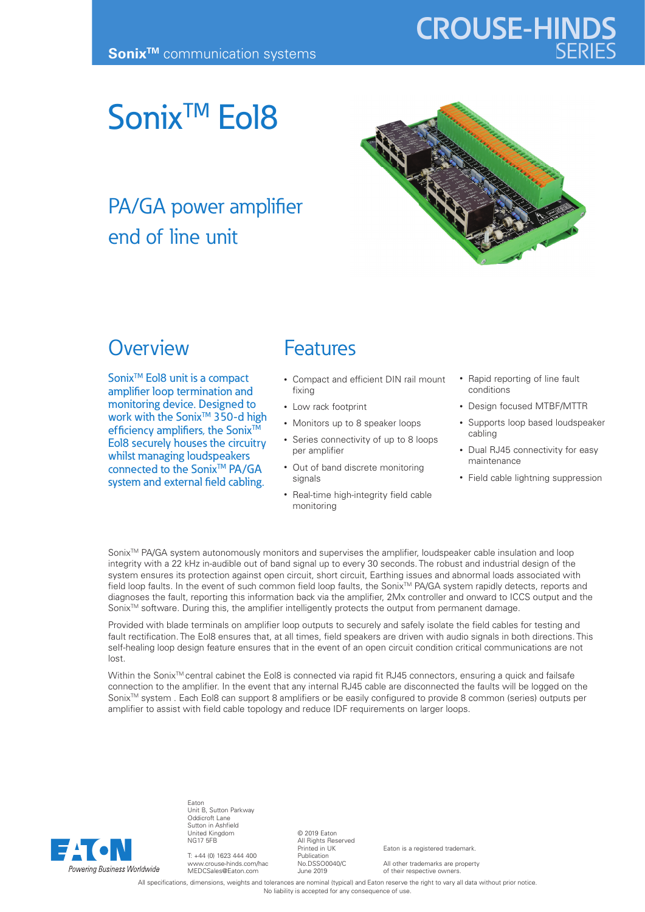**Sonix™** communication systems

CROUSE-HINDS SERIES

# Sonix™ EoI8

## PA/GA power amplifier end of line unit

## Overview

Sonix™ EoI8 unit is a compact amplifier loop termination and monitoring device. Designed to work with the Sonix™ 350-d high efficiency amplifiers, the Sonix™ EoI8 securely houses the circuitry whilst managing loudspeakers connected to the Sonix™ PA/GA system and external field cabling.

## Features

- Compact and efficient DIN rail mount fixing
- Low rack footprint
- Monitors up to 8 speaker loops
- Series connectivity of up to 8 loops per amplifier
- Out of band discrete monitoring signals
- Real-time high-integrity field cable monitoring
- Rapid reporting of line fault conditions
- Design focused MTBF/MTTR
- Supports loop based loudspeaker cabling
- Dual RJ45 connectivity for easy maintenance
- Field cable lightning suppression

Sonix™ PA/GA system autonomously monitors and supervises the amplifier, loudspeaker cable insulation and loop integrity with a 22 kHz in-audible out of band signal up to every 30 seconds. The robust and industrial design of the system ensures its protection against open circuit, short circuit, Earthing issues and abnormal loads associated with field loop faults. In the event of such common field loop faults, the Sonix™ PA/GA system rapidly detects, reports and diagnoses the fault, reporting this information back via the amplifier, 2Mx controller and onward to ICCS output and the Sonix™ software. During this, the amplifier intelligently protects the output from permanent damage.

Provided with blade terminals on amplifier loop outputs to securely and safely isolate the field cables for testing and fault rectification. The EoI8 ensures that, at all times, field speakers are driven with audio signals in both directions. This self-healing loop design feature ensures that in the event of an open circuit condition critical communications are not lost.

Within the Sonix™ central cabinet the EoI8 is connected via rapid fit RJ45 connectors, ensuring a quick and failsafe connection to the amplifier. In the event that any internal RJ45 cable are disconnected the faults will be logged on the Sonix™ system . Each EoI8 can support 8 amplifiers or be easily configured to provide 8 common (series) outputs per amplifier to assist with field cable topology and reduce IDF requirements on larger loops.

EATON
*Powering Business Worldwide*

Eaton
Unit B, Sutton Parkway
Oddicroft Lane
Sutton in Ashfield
United Kingdom
NG17 5FB

T: +44 (0) 1623 444 400
www.crouse-hinds.com/hac
MEDCSales@Eaton.com

© 2019 Eaton
All Rights Reserved
Printed in UK
Publication
No.DSSO0040/C
June 2019

Eaton is a registered trademark.

All other trademarks are property of their respective owners.

All specifications, dimensions, weights and tolerances are nominal (typical) and Eaton reserve the right to vary all data without prior notice. No liability is accepted for any consequence of use.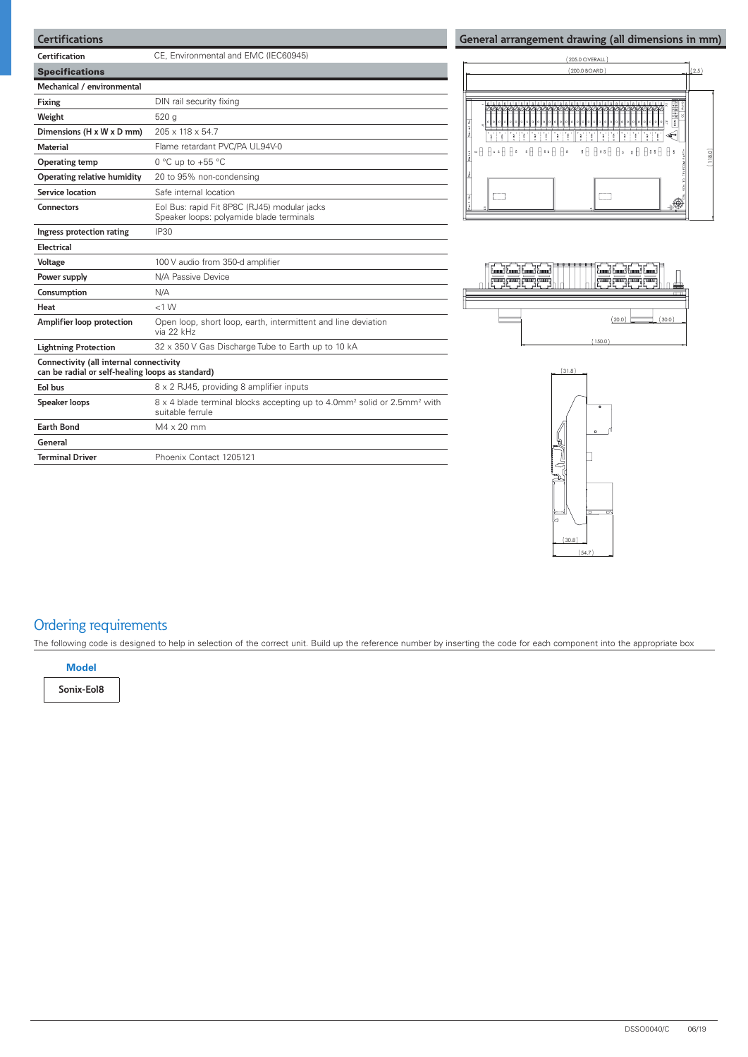## Certifications

| | |
|---|---|
| Certification | CE, Environmental and EMC (IEC60945) |

## Specifications

| | |
|---|---|
| **Mechanical / environmental** | |
| Fixing | DIN rail security fixing |
| Weight | 520 g |
| Dimensions (H x W x D mm) | 205 x 118 x 54.7 |
| Material | Flame retardant PVC/PA UL94V-0 |
| Operating temp | 0 °C up to +55 °C |
| Operating relative humidity | 20 to 95% non-condensing |
| Service location | Safe internal location |
| Connectors | EoI Bus: rapid Fit 8P8C (RJ45) modular jacks<br>Speaker loops: polyamide blade terminals |
| Ingress protection rating | IP30 |
| **Electrical** | |
| Voltage | 100 V audio from 350-d amplifier |
| Power supply | N/A Passive Device |
| Consumption | N/A |
| Heat | <1 W |
| Amplifier loop protection | Open loop, short loop, earth, intermittent and line deviation via 22 kHz |
| Lightning Protection | 32 x 350 V Gas Discharge Tube to Earth up to 10 kA |
| **Connectivity (all internal connectivity can be radial or self-healing loops as standard)** | |
| EoI bus | 8 x 2 RJ45, providing 8 amplifier inputs |
| Speaker loops | 8 x 4 blade terminal blocks accepting up to 4.0mm² solid or 2.5mm² with suitable ferrule |
| Earth Bond | M4 x 20 mm |
| **General** | |
| Terminal Driver | Phoenix Contact 1205121 |

## General arrangement drawing (all dimensions in mm)

205.0 OVERALL
200.0 BOARD
2.5
118.0
20.0
30.0
150.0
31.8
30.8
54.7

## Ordering requirements

The following code is designed to help in selection of the correct unit. Build up the reference number by inserting the code for each component into the appropriate box

| Model |
|---|
| Sonix-EoI8 |

DSSO0040/C 06/19